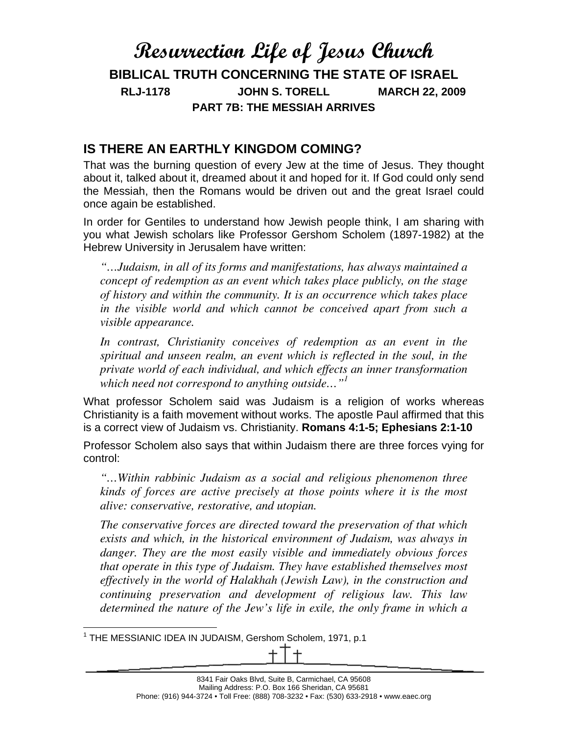# Resurrection Life of Jesus Church

**BIBLICAL TRUTH CONCERNING THE STATE OF ISRAEL**

**RLJ-1178 JOHN S. TORELL MARCH 22, 2009**

**PART 7B: THE MESSIAH ARRIVES**

## IS THERE AN EARTHLY KINGDOM COMING?

That was the burning question of every Jew at the time of Jesus. They thought about it, talked about it, dreamed about it and hoped for it. If God could only send the Messiah, then the Romans would be driven out and the great Israel could once again be established.

In order for Gentiles to understand how Jewish people think, I am sharing with you what Jewish scholars like Professor Gershom Scholem (1897-1982) at the Hebrew University in Jerusalem have written:

> *"…Judaism, in all of its forms and manifestations, has always maintained a concept of redemption as an event which takes place publicly, on the stage of history and within the community. It is an occurrence which takes place in the visible world and which cannot be conceived apart from such a visible appearance.*
>
> *In contrast, Christianity conceives of redemption as an event in the spiritual and unseen realm, an event which is reflected in the soul, in the private world of each individual, and which effects an inner transformation which need not correspond to anything outside…"*[1]

What professor Scholem said was Judaism is a religion of works whereas Christianity is a faith movement without works. The apostle Paul affirmed that this is a correct view of Judaism vs. Christianity. **Romans 4:1-5; Ephesians 2:1-10**

Professor Scholem also says that within Judaism there are three forces vying for control:

> *"…Within rabbinic Judaism as a social and religious phenomenon three kinds of forces are active precisely at those points where it is the most alive: conservative, restorative, and utopian.*
>
> *The conservative forces are directed toward the preservation of that which exists and which, in the historical environment of Judaism, was always in danger. They are the most easily visible and immediately obvious forces that operate in this type of Judaism. They have established themselves most effectively in the world of Halakhah (Jewish Law), in the construction and continuing preservation and development of religious law. This law determined the nature of the Jew's life in exile, the only frame in which a*

[1] THE MESSIANIC IDEA IN JUDAISM, Gershom Scholem, 1971, p.1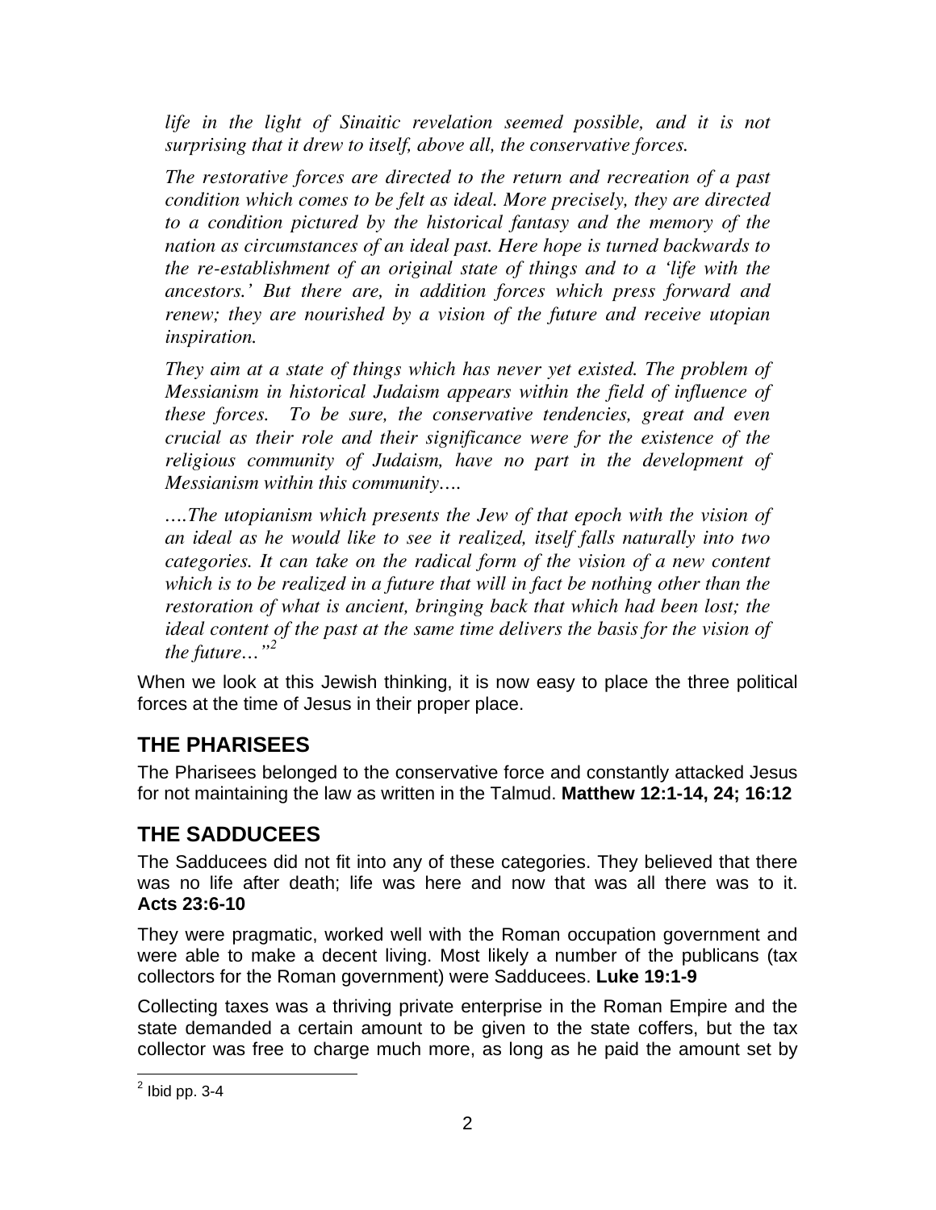*life in the light of Sinaitic revelation seemed possible, and it is not surprising that it drew to itself, above all, the conservative forces.*

*The restorative forces are directed to the return and recreation of a past condition which comes to be felt as ideal. More precisely, they are directed to a condition pictured by the historical fantasy and the memory of the nation as circumstances of an ideal past. Here hope is turned backwards to the re-establishment of an original state of things and to a 'life with the ancestors.' But there are, in addition forces which press forward and renew; they are nourished by a vision of the future and receive utopian inspiration.*

*They aim at a state of things which has never yet existed. The problem of Messianism in historical Judaism appears within the field of influence of these forces. To be sure, the conservative tendencies, great and even crucial as their role and their significance were for the existence of the religious community of Judaism, have no part in the development of Messianism within this community….*

*….The utopianism which presents the Jew of that epoch with the vision of an ideal as he would like to see it realized, itself falls naturally into two categories. It can take on the radical form of the vision of a new content which is to be realized in a future that will in fact be nothing other than the restoration of what is ancient, bringing back that which had been lost; the ideal content of the past at the same time delivers the basis for the vision of the future…"*[2]

When we look at this Jewish thinking, it is now easy to place the three political forces at the time of Jesus in their proper place.

## THE PHARISEES

The Pharisees belonged to the conservative force and constantly attacked Jesus for not maintaining the law as written in the Talmud. **Matthew 12:1-14, 24; 16:12**

## THE SADDUCEES

The Sadducees did not fit into any of these categories. They believed that there was no life after death; life was here and now that was all there was to it. **Acts 23:6-10**

They were pragmatic, worked well with the Roman occupation government and were able to make a decent living. Most likely a number of the publicans (tax collectors for the Roman government) were Sadducees. **Luke 19:1-9**

Collecting taxes was a thriving private enterprise in the Roman Empire and the state demanded a certain amount to be given to the state coffers, but the tax collector was free to charge much more, as long as he paid the amount set by

---

[2] Ibid pp. 3-4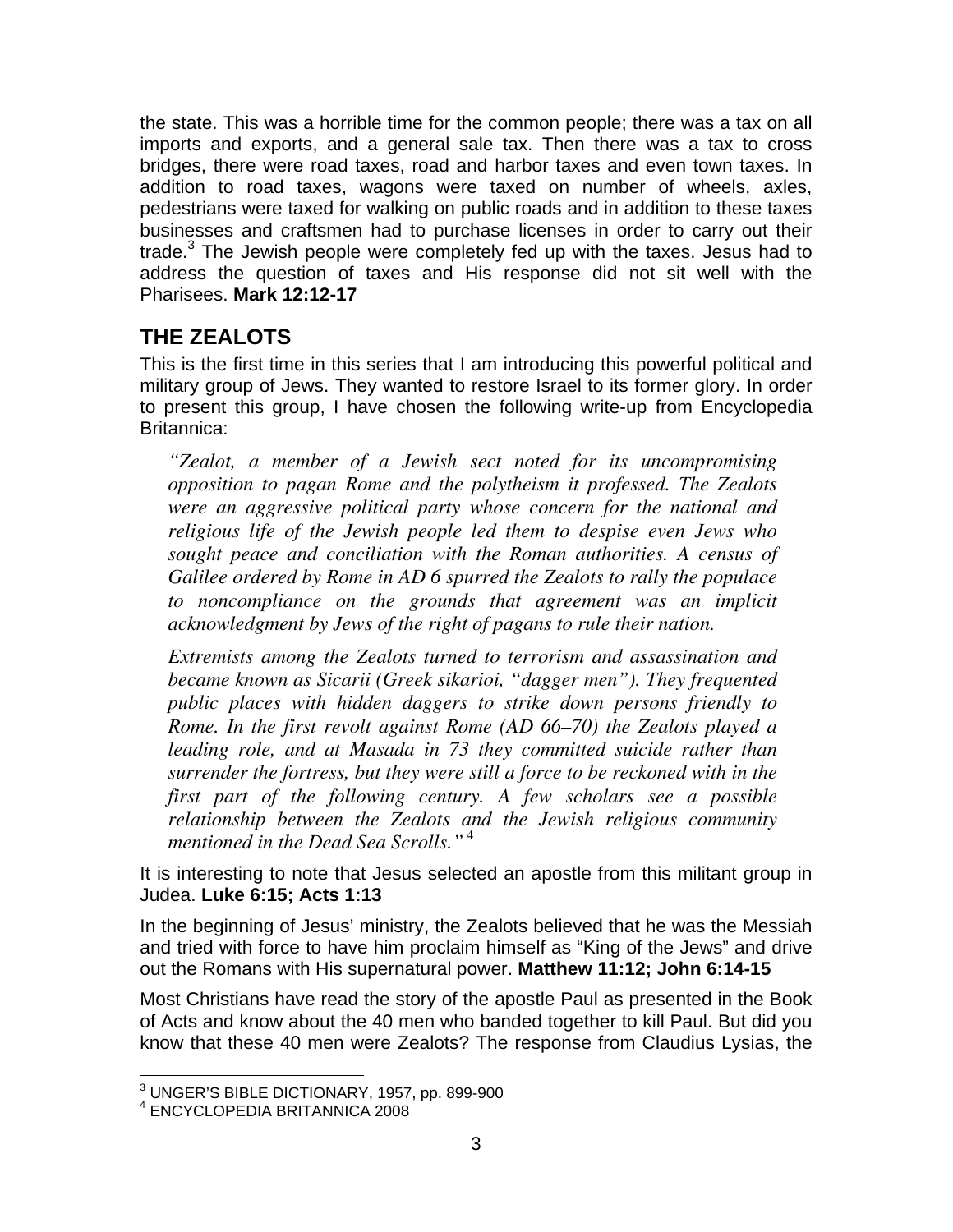the state. This was a horrible time for the common people; there was a tax on all imports and exports, and a general sale tax. Then there was a tax to cross bridges, there were road taxes, road and harbor taxes and even town taxes. In addition to road taxes, wagons were taxed on number of wheels, axles, pedestrians were taxed for walking on public roads and in addition to these taxes businesses and craftsmen had to purchase licenses in order to carry out their trade.[3] The Jewish people were completely fed up with the taxes. Jesus had to address the question of taxes and His response did not sit well with the Pharisees. **Mark 12:12-17**

## THE ZEALOTS

This is the first time in this series that I am introducing this powerful political and military group of Jews. They wanted to restore Israel to its former glory. In order to present this group, I have chosen the following write-up from Encyclopedia Britannica:

> *"Zealot, a member of a Jewish sect noted for its uncompromising opposition to pagan Rome and the polytheism it professed. The Zealots were an aggressive political party whose concern for the national and religious life of the Jewish people led them to despise even Jews who sought peace and conciliation with the Roman authorities. A census of Galilee ordered by Rome in AD 6 spurred the Zealots to rally the populace to noncompliance on the grounds that agreement was an implicit acknowledgment by Jews of the right of pagans to rule their nation.*
>
> *Extremists among the Zealots turned to terrorism and assassination and became known as Sicarii (Greek sikarioi, "dagger men"). They frequented public places with hidden daggers to strike down persons friendly to Rome. In the first revolt against Rome (AD 66–70) the Zealots played a leading role, and at Masada in 73 they committed suicide rather than surrender the fortress, but they were still a force to be reckoned with in the first part of the following century. A few scholars see a possible relationship between the Zealots and the Jewish religious community mentioned in the Dead Sea Scrolls."* [4]

It is interesting to note that Jesus selected an apostle from this militant group in Judea. **Luke 6:15; Acts 1:13**

In the beginning of Jesus' ministry, the Zealots believed that he was the Messiah and tried with force to have him proclaim himself as "King of the Jews" and drive out the Romans with His supernatural power. **Matthew 11:12; John 6:14-15**

Most Christians have read the story of the apostle Paul as presented in the Book of Acts and know about the 40 men who banded together to kill Paul. But did you know that these 40 men were Zealots? The response from Claudius Lysias, the

---

[3] UNGER'S BIBLE DICTIONARY, 1957, pp. 899-900

[4] ENCYCLOPEDIA BRITANNICA 2008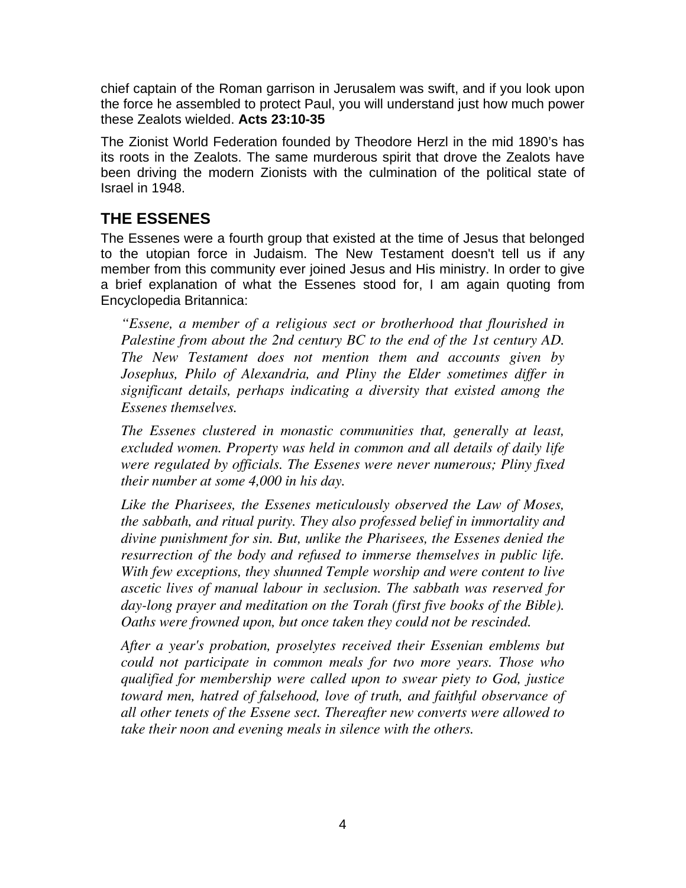chief captain of the Roman garrison in Jerusalem was swift, and if you look upon the force he assembled to protect Paul, you will understand just how much power these Zealots wielded. **Acts 23:10-35**

The Zionist World Federation founded by Theodore Herzl in the mid 1890's has its roots in the Zealots. The same murderous spirit that drove the Zealots have been driving the modern Zionists with the culmination of the political state of Israel in 1948.

## THE ESSENES

The Essenes were a fourth group that existed at the time of Jesus that belonged to the utopian force in Judaism. The New Testament doesn't tell us if any member from this community ever joined Jesus and His ministry. In order to give a brief explanation of what the Essenes stood for, I am again quoting from Encyclopedia Britannica:

> *"Essene, a member of a religious sect or brotherhood that flourished in Palestine from about the 2nd century BC to the end of the 1st century AD. The New Testament does not mention them and accounts given by Josephus, Philo of Alexandria, and Pliny the Elder sometimes differ in significant details, perhaps indicating a diversity that existed among the Essenes themselves.*
>
> *The Essenes clustered in monastic communities that, generally at least, excluded women. Property was held in common and all details of daily life were regulated by officials. The Essenes were never numerous; Pliny fixed their number at some 4,000 in his day.*
>
> *Like the Pharisees, the Essenes meticulously observed the Law of Moses, the sabbath, and ritual purity. They also professed belief in immortality and divine punishment for sin. But, unlike the Pharisees, the Essenes denied the resurrection of the body and refused to immerse themselves in public life. With few exceptions, they shunned Temple worship and were content to live ascetic lives of manual labour in seclusion. The sabbath was reserved for day-long prayer and meditation on the Torah (first five books of the Bible). Oaths were frowned upon, but once taken they could not be rescinded.*
>
> *After a year's probation, proselytes received their Essenian emblems but could not participate in common meals for two more years. Those who qualified for membership were called upon to swear piety to God, justice toward men, hatred of falsehood, love of truth, and faithful observance of all other tenets of the Essene sect. Thereafter new converts were allowed to take their noon and evening meals in silence with the others.*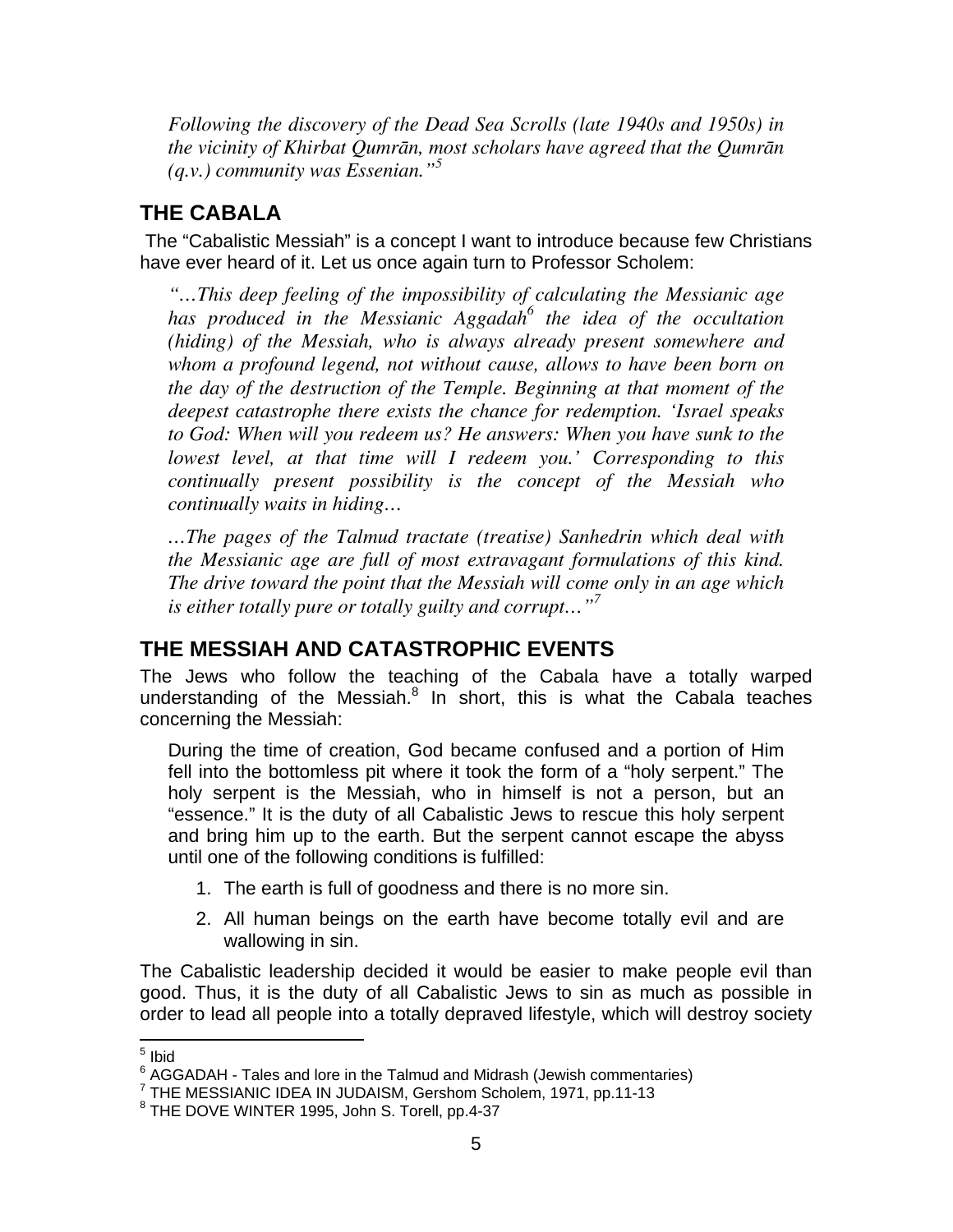*Following the discovery of the Dead Sea Scrolls (late 1940s and 1950s) in the vicinity of Khirbat Qumrān, most scholars have agreed that the Qumrān (q.v.) community was Essenian."*[5]

## THE CABALA

The "Cabalistic Messiah" is a concept I want to introduce because few Christians have ever heard of it. Let us once again turn to Professor Scholem:

> *"…This deep feeling of the impossibility of calculating the Messianic age has produced in the Messianic Aggadah*[6] *the idea of the occultation (hiding) of the Messiah, who is always already present somewhere and whom a profound legend, not without cause, allows to have been born on the day of the destruction of the Temple. Beginning at that moment of the deepest catastrophe there exists the chance for redemption. 'Israel speaks to God: When will you redeem us? He answers: When you have sunk to the lowest level, at that time will I redeem you.' Corresponding to this continually present possibility is the concept of the Messiah who continually waits in hiding…*
>
> *…The pages of the Talmud tractate (treatise) Sanhedrin which deal with the Messianic age are full of most extravagant formulations of this kind. The drive toward the point that the Messiah will come only in an age which is either totally pure or totally guilty and corrupt…"*[7]

## THE MESSIAH AND CATASTROPHIC EVENTS

The Jews who follow the teaching of the Cabala have a totally warped understanding of the Messiah.[8] In short, this is what the Cabala teaches concerning the Messiah:

> During the time of creation, God became confused and a portion of Him fell into the bottomless pit where it took the form of a "holy serpent." The holy serpent is the Messiah, who in himself is not a person, but an "essence." It is the duty of all Cabalistic Jews to rescue this holy serpent and bring him up to the earth. But the serpent cannot escape the abyss until one of the following conditions is fulfilled:
>
> 1. The earth is full of goodness and there is no more sin.
> 2. All human beings on the earth have become totally evil and are wallowing in sin.

The Cabalistic leadership decided it would be easier to make people evil than good. Thus, it is the duty of all Cabalistic Jews to sin as much as possible in order to lead all people into a totally depraved lifestyle, which will destroy society

---

[5] Ibid

[6] AGGADAH - Tales and lore in the Talmud and Midrash (Jewish commentaries)

[7] THE MESSIANIC IDEA IN JUDAISM, Gershom Scholem, 1971, pp.11-13

[8] THE DOVE WINTER 1995, John S. Torell, pp.4-37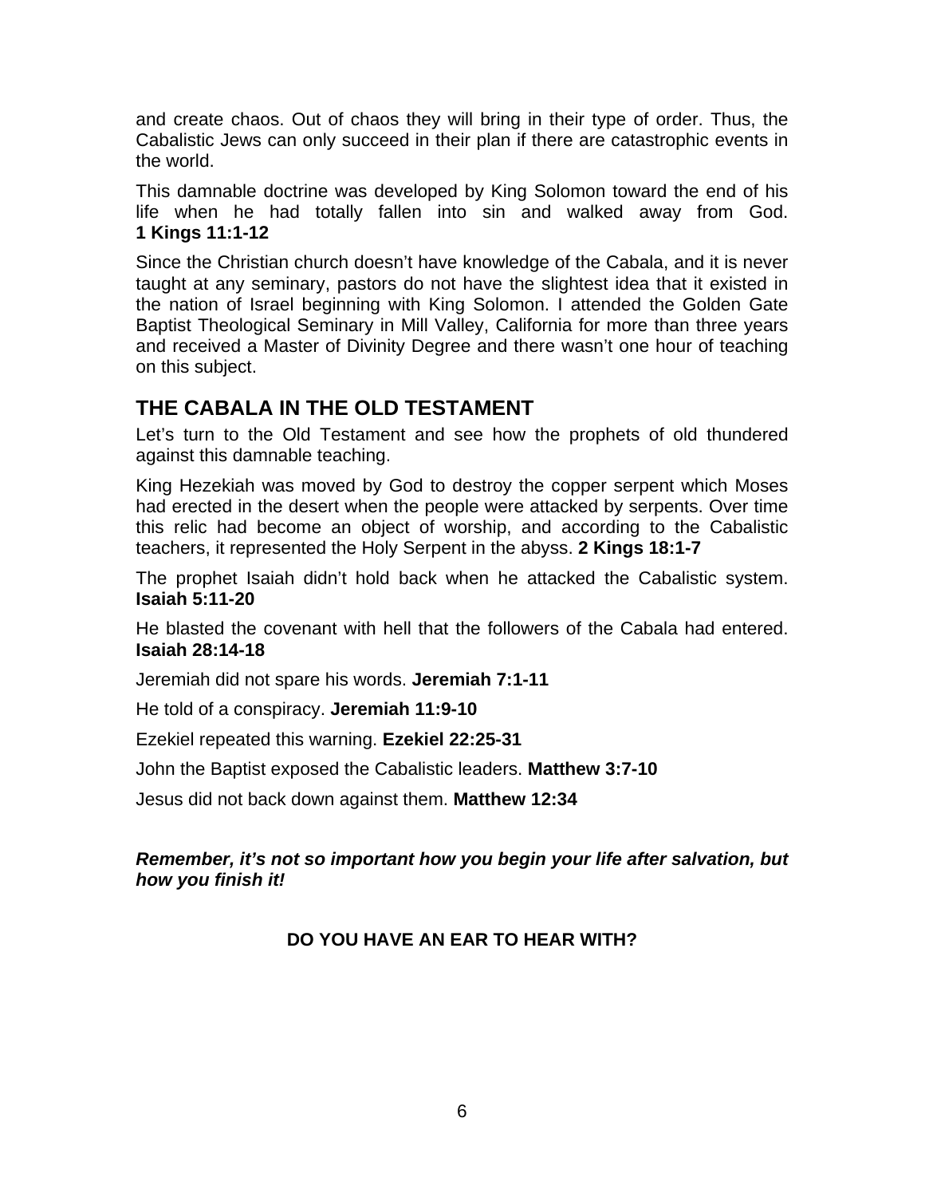and create chaos. Out of chaos they will bring in their type of order. Thus, the Cabalistic Jews can only succeed in their plan if there are catastrophic events in the world.

This damnable doctrine was developed by King Solomon toward the end of his life when he had totally fallen into sin and walked away from God. **1 Kings 11:1-12**

Since the Christian church doesn't have knowledge of the Cabala, and it is never taught at any seminary, pastors do not have the slightest idea that it existed in the nation of Israel beginning with King Solomon. I attended the Golden Gate Baptist Theological Seminary in Mill Valley, California for more than three years and received a Master of Divinity Degree and there wasn't one hour of teaching on this subject.

## THE CABALA IN THE OLD TESTAMENT

Let's turn to the Old Testament and see how the prophets of old thundered against this damnable teaching.

King Hezekiah was moved by God to destroy the copper serpent which Moses had erected in the desert when the people were attacked by serpents. Over time this relic had become an object of worship, and according to the Cabalistic teachers, it represented the Holy Serpent in the abyss. **2 Kings 18:1-7**

The prophet Isaiah didn't hold back when he attacked the Cabalistic system. **Isaiah 5:11-20**

He blasted the covenant with hell that the followers of the Cabala had entered. **Isaiah 28:14-18**

Jeremiah did not spare his words. **Jeremiah 7:1-11**

He told of a conspiracy. **Jeremiah 11:9-10**

Ezekiel repeated this warning. **Ezekiel 22:25-31**

John the Baptist exposed the Cabalistic leaders. **Matthew 3:7-10**

Jesus did not back down against them. **Matthew 12:34**

***Remember, it's not so important how you begin your life after salvation, but how you finish it!***

**DO YOU HAVE AN EAR TO HEAR WITH?**